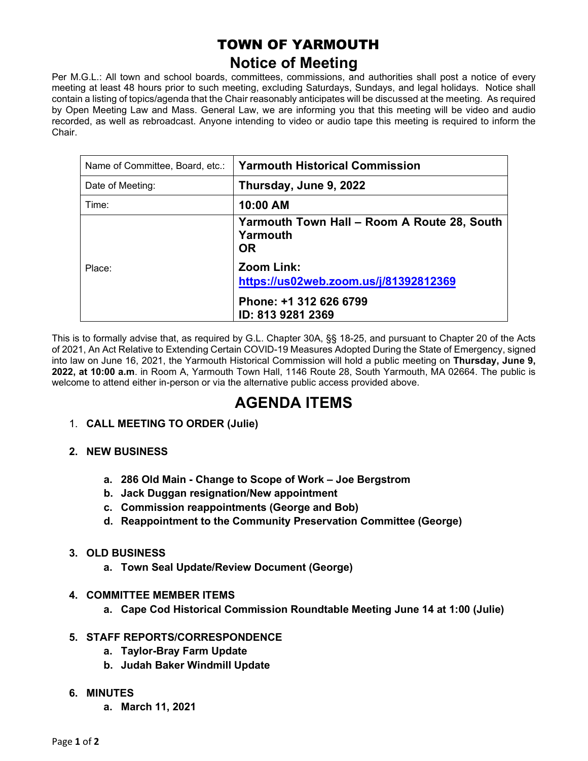# TOWN OF YARMOUTH

## Notice of Meeting

Per M.G.L.: All town and school boards, committees, commissions, and authorities shall post a notice of every meeting at least 48 hours prior to such meeting, excluding Saturdays, Sundays, and legal holidays. Notice shall contain a listing of topics/agenda that the Chair reasonably anticipates will be discussed at the meeting. As required by Open Meeting Law and Mass. General Law, we are informing you that this meeting will be video and audio recorded, as well as rebroadcast. Anyone intending to video or audio tape this meeting is required to inform the Chair.

| Name of Committee, Board, etc.: | **Yarmouth Historical Commission** |
|---|---|
| Date of Meeting: | **Thursday, June 9, 2022** |
| Time: | **10:00 AM** |
| Place: | **Yarmouth Town Hall – Room A Route 28, South Yarmouth** **OR** **Zoom Link:** **https://us02web.zoom.us/j/81392812369** **Phone: +1 312 626 6799** **ID: 813 9281 2369** |

This is to formally advise that, as required by G.L. Chapter 30A, §§ 18-25, and pursuant to Chapter 20 of the Acts of 2021, An Act Relative to Extending Certain COVID-19 Measures Adopted During the State of Emergency, signed into law on June 16, 2021, the Yarmouth Historical Commission will hold a public meeting on **Thursday, June 9, 2022, at 10:00 a.m**. in Room A, Yarmouth Town Hall, 1146 Route 28, South Yarmouth, MA 02664. The public is welcome to attend either in-person or via the alternative public access provided above.

# AGENDA ITEMS

1. **CALL MEETING TO ORDER (Julie)**

2. **NEW BUSINESS**
   - a. **286 Old Main - Change to Scope of Work – Joe Bergstrom**
   - b. **Jack Duggan resignation/New appointment**
   - c. **Commission reappointments (George and Bob)**
   - d. **Reappointment to the Community Preservation Committee (George)**

3. **OLD BUSINESS**
   - a. **Town Seal Update/Review Document (George)**

4. **COMMITTEE MEMBER ITEMS**
   - a. **Cape Cod Historical Commission Roundtable Meeting June 14 at 1:00 (Julie)**

5. **STAFF REPORTS/CORRESPONDENCE**
   - a. **Taylor-Bray Farm Update**
   - b. **Judah Baker Windmill Update**

6. **MINUTES**
   - a. **March 11, 2021**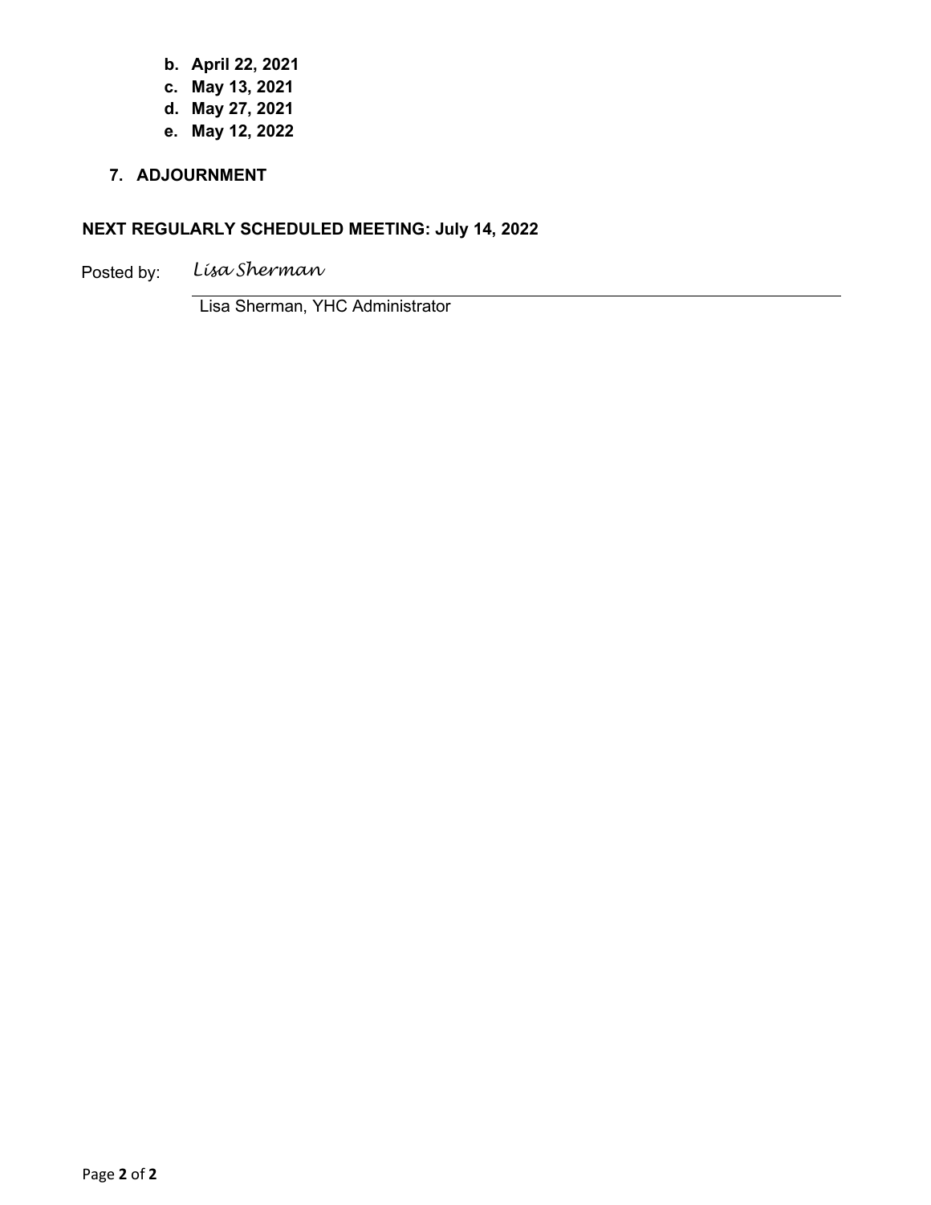b. **April 22, 2021**
c. **May 13, 2021**
d. **May 27, 2021**
e. **May 12, 2022**

7. **ADJOURNMENT**

**NEXT REGULARLY SCHEDULED MEETING: July 14, 2022**

Posted by: *Lisa Sherman*

Lisa Sherman, YHC Administrator